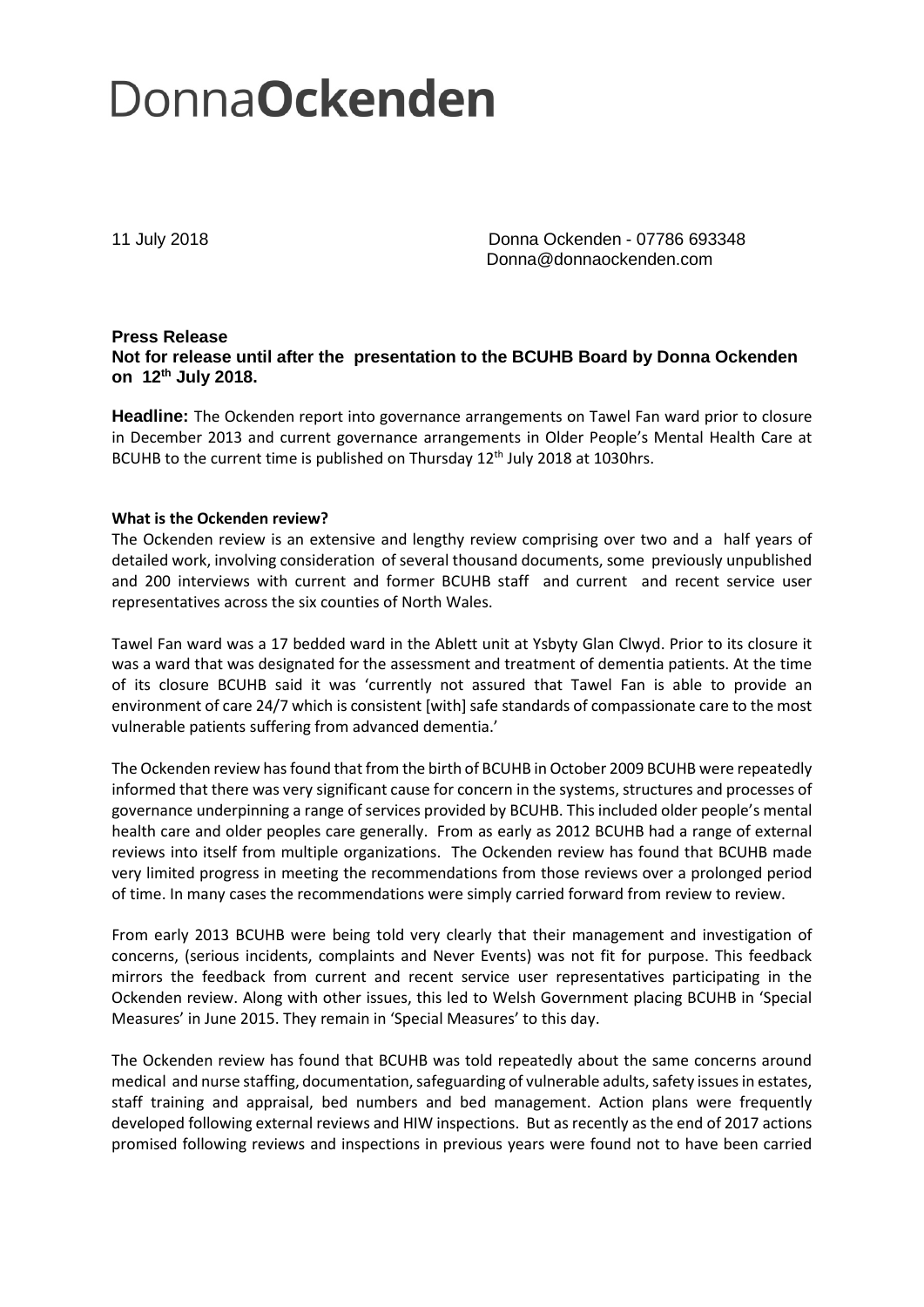# Donna**Ockenden**

11 July 2018

Donna Ockenden - 07786 693348
Donna@donnaockenden.com

**Press Release**
**Not for release until after the presentation to the BCUHB Board by Donna Ockenden on 12th July 2018.**

**Headline:** The Ockenden report into governance arrangements on Tawel Fan ward prior to closure in December 2013 and current governance arrangements in Older People's Mental Health Care at BCUHB to the current time is published on Thursday 12th July 2018 at 1030hrs.

**What is the Ockenden review?**

The Ockenden review is an extensive and lengthy review comprising over two and a half years of detailed work, involving consideration of several thousand documents, some previously unpublished and 200 interviews with current and former BCUHB staff and current and recent service user representatives across the six counties of North Wales.

Tawel Fan ward was a 17 bedded ward in the Ablett unit at Ysbyty Glan Clwyd. Prior to its closure it was a ward that was designated for the assessment and treatment of dementia patients. At the time of its closure BCUHB said it was 'currently not assured that Tawel Fan is able to provide an environment of care 24/7 which is consistent [with] safe standards of compassionate care to the most vulnerable patients suffering from advanced dementia.'

The Ockenden review has found that from the birth of BCUHB in October 2009 BCUHB were repeatedly informed that there was very significant cause for concern in the systems, structures and processes of governance underpinning a range of services provided by BCUHB. This included older people's mental health care and older peoples care generally. From as early as 2012 BCUHB had a range of external reviews into itself from multiple organizations. The Ockenden review has found that BCUHB made very limited progress in meeting the recommendations from those reviews over a prolonged period of time. In many cases the recommendations were simply carried forward from review to review.

From early 2013 BCUHB were being told very clearly that their management and investigation of concerns, (serious incidents, complaints and Never Events) was not fit for purpose. This feedback mirrors the feedback from current and recent service user representatives participating in the Ockenden review. Along with other issues, this led to Welsh Government placing BCUHB in 'Special Measures' in June 2015. They remain in 'Special Measures' to this day.

The Ockenden review has found that BCUHB was told repeatedly about the same concerns around medical and nurse staffing, documentation, safeguarding of vulnerable adults, safety issues in estates, staff training and appraisal, bed numbers and bed management. Action plans were frequently developed following external reviews and HIW inspections. But as recently as the end of 2017 actions promised following reviews and inspections in previous years were found not to have been carried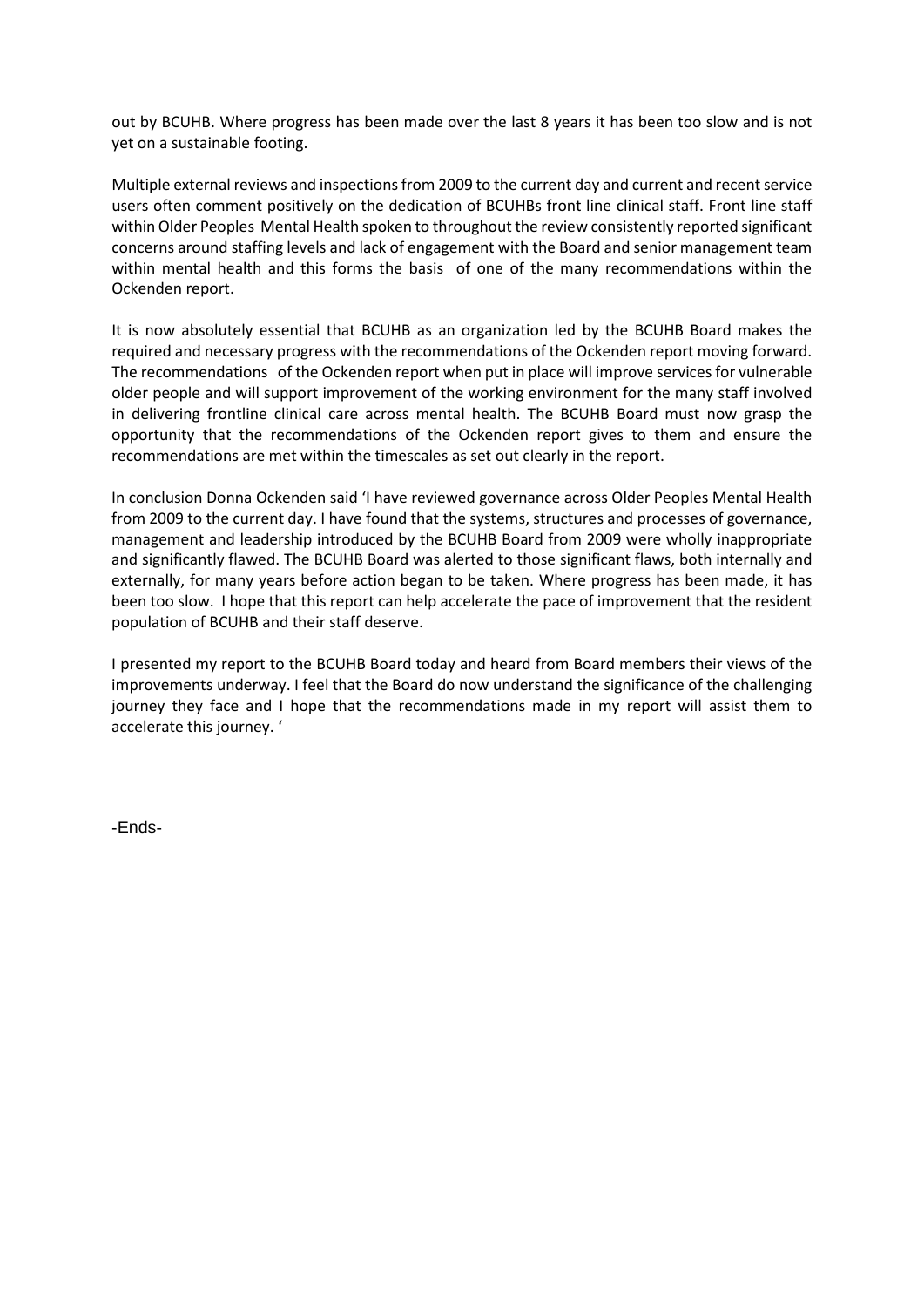out by BCUHB. Where progress has been made over the last 8 years it has been too slow and is not yet on a sustainable footing.

Multiple external reviews and inspections from 2009 to the current day and current and recent service users often comment positively on the dedication of BCUHBs front line clinical staff. Front line staff within Older Peoples Mental Health spoken to throughout the review consistently reported significant concerns around staffing levels and lack of engagement with the Board and senior management team within mental health and this forms the basis of one of the many recommendations within the Ockenden report.

It is now absolutely essential that BCUHB as an organization led by the BCUHB Board makes the required and necessary progress with the recommendations of the Ockenden report moving forward. The recommendations of the Ockenden report when put in place will improve services for vulnerable older people and will support improvement of the working environment for the many staff involved in delivering frontline clinical care across mental health. The BCUHB Board must now grasp the opportunity that the recommendations of the Ockenden report gives to them and ensure the recommendations are met within the timescales as set out clearly in the report.

In conclusion Donna Ockenden said 'I have reviewed governance across Older Peoples Mental Health from 2009 to the current day. I have found that the systems, structures and processes of governance, management and leadership introduced by the BCUHB Board from 2009 were wholly inappropriate and significantly flawed. The BCUHB Board was alerted to those significant flaws, both internally and externally, for many years before action began to be taken. Where progress has been made, it has been too slow. I hope that this report can help accelerate the pace of improvement that the resident population of BCUHB and their staff deserve.

I presented my report to the BCUHB Board today and heard from Board members their views of the improvements underway. I feel that the Board do now understand the significance of the challenging journey they face and I hope that the recommendations made in my report will assist them to accelerate this journey. '

-Ends-